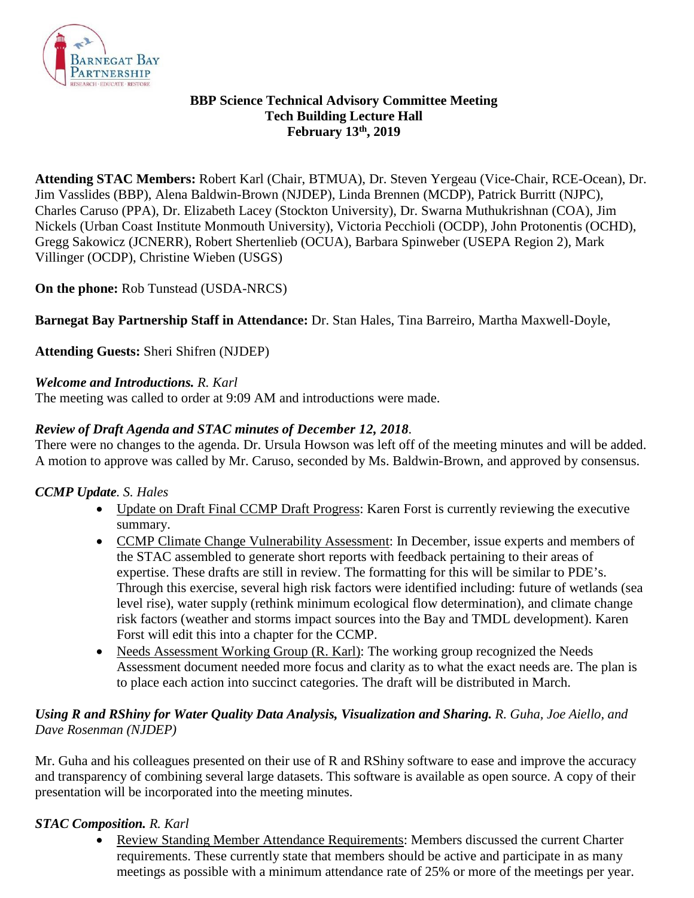**BBP Science Technical Advisory Committee Meeting**
**Tech Building Lecture Hall**
**February 13th, 2019**

**Attending STAC Members:** Robert Karl (Chair, BTMUA), Dr. Steven Yergeau (Vice-Chair, RCE-Ocean), Dr. Jim Vasslides (BBP), Alena Baldwin-Brown (NJDEP), Linda Brennen (MCDP), Patrick Burritt (NJPC), Charles Caruso (PPA), Dr. Elizabeth Lacey (Stockton University), Dr. Swarna Muthukrishnan (COA), Jim Nickels (Urban Coast Institute Monmouth University), Victoria Pecchioli (OCDP), John Protonentis (OCHD), Gregg Sakowicz (JCNERR), Robert Shertenlieb (OCUA), Barbara Spinweber (USEPA Region 2), Mark Villinger (OCDP), Christine Wieben (USGS)

**On the phone:** Rob Tunstead (USDA-NRCS)

**Barnegat Bay Partnership Staff in Attendance:** Dr. Stan Hales, Tina Barreiro, Martha Maxwell-Doyle,

**Attending Guests:** Sheri Shifren (NJDEP)

***Welcome and Introductions.*** *R. Karl*
The meeting was called to order at 9:09 AM and introductions were made.

***Review of Draft Agenda and STAC minutes of December 12, 2018***.
There were no changes to the agenda. Dr. Ursula Howson was left off of the meeting minutes and will be added. A motion to approve was called by Mr. Caruso, seconded by Ms. Baldwin-Brown, and approved by consensus.

***CCMP Update***. *S. Hales*

- Update on Draft Final CCMP Draft Progress: Karen Forst is currently reviewing the executive summary.
- CCMP Climate Change Vulnerability Assessment: In December, issue experts and members of the STAC assembled to generate short reports with feedback pertaining to their areas of expertise. These drafts are still in review. The formatting for this will be similar to PDE's. Through this exercise, several high risk factors were identified including: future of wetlands (sea level rise), water supply (rethink minimum ecological flow determination), and climate change risk factors (weather and storms impact sources into the Bay and TMDL development). Karen Forst will edit this into a chapter for the CCMP.
- Needs Assessment Working Group (R. Karl): The working group recognized the Needs Assessment document needed more focus and clarity as to what the exact needs are. The plan is to place each action into succinct categories. The draft will be distributed in March.

***Using R and RShiny for Water Quality Data Analysis, Visualization and Sharing.*** *R. Guha, Joe Aiello, and Dave Rosenman (NJDEP)*

Mr. Guha and his colleagues presented on their use of R and RShiny software to ease and improve the accuracy and transparency of combining several large datasets. This software is available as open source. A copy of their presentation will be incorporated into the meeting minutes.

***STAC Composition.*** *R. Karl*

- Review Standing Member Attendance Requirements: Members discussed the current Charter requirements. These currently state that members should be active and participate in as many meetings as possible with a minimum attendance rate of 25% or more of the meetings per year.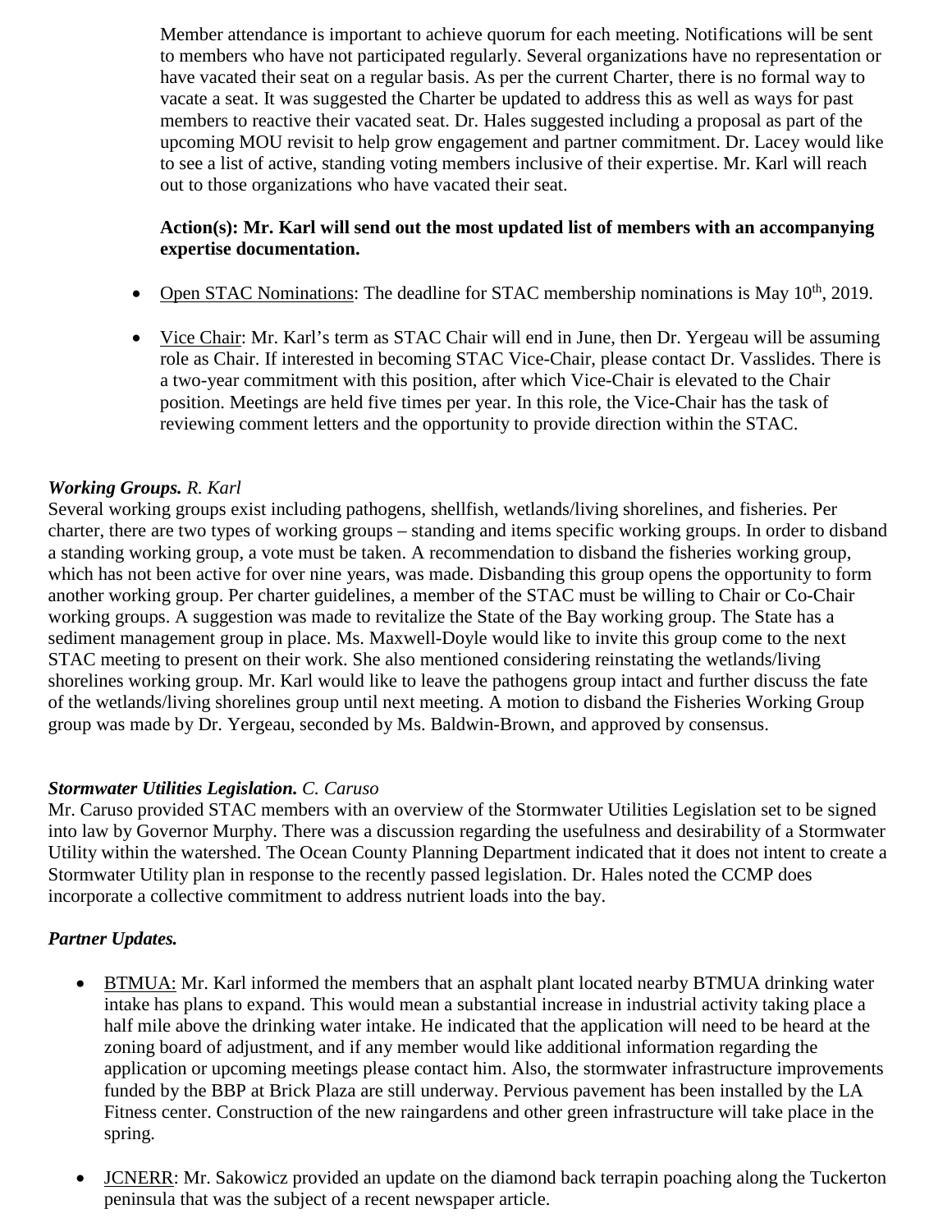Member attendance is important to achieve quorum for each meeting. Notifications will be sent to members who have not participated regularly. Several organizations have no representation or have vacated their seat on a regular basis. As per the current Charter, there is no formal way to vacate a seat. It was suggested the Charter be updated to address this as well as ways for past members to reactive their vacated seat. Dr. Hales suggested including a proposal as part of the upcoming MOU revisit to help grow engagement and partner commitment. Dr. Lacey would like to see a list of active, standing voting members inclusive of their expertise. Mr. Karl will reach out to those organizations who have vacated their seat.

**Action(s): Mr. Karl will send out the most updated list of members with an accompanying expertise documentation.**

- Open STAC Nominations: The deadline for STAC membership nominations is May 10th, 2019.
- Vice Chair: Mr. Karl's term as STAC Chair will end in June, then Dr. Yergeau will be assuming role as Chair. If interested in becoming STAC Vice-Chair, please contact Dr. Vasslides. There is a two-year commitment with this position, after which Vice-Chair is elevated to the Chair position. Meetings are held five times per year. In this role, the Vice-Chair has the task of reviewing comment letters and the opportunity to provide direction within the STAC.

***Working Groups.*** *R. Karl*

Several working groups exist including pathogens, shellfish, wetlands/living shorelines, and fisheries. Per charter, there are two types of working groups – standing and items specific working groups. In order to disband a standing working group, a vote must be taken. A recommendation to disband the fisheries working group, which has not been active for over nine years, was made. Disbanding this group opens the opportunity to form another working group. Per charter guidelines, a member of the STAC must be willing to Chair or Co-Chair working groups. A suggestion was made to revitalize the State of the Bay working group. The State has a sediment management group in place. Ms. Maxwell-Doyle would like to invite this group come to the next STAC meeting to present on their work. She also mentioned considering reinstating the wetlands/living shorelines working group. Mr. Karl would like to leave the pathogens group intact and further discuss the fate of the wetlands/living shorelines group until next meeting. A motion to disband the Fisheries Working Group group was made by Dr. Yergeau, seconded by Ms. Baldwin-Brown, and approved by consensus.

***Stormwater Utilities Legislation.*** *C. Caruso*

Mr. Caruso provided STAC members with an overview of the Stormwater Utilities Legislation set to be signed into law by Governor Murphy. There was a discussion regarding the usefulness and desirability of a Stormwater Utility within the watershed. The Ocean County Planning Department indicated that it does not intent to create a Stormwater Utility plan in response to the recently passed legislation. Dr. Hales noted the CCMP does incorporate a collective commitment to address nutrient loads into the bay.

***Partner Updates.***

- BTMUA: Mr. Karl informed the members that an asphalt plant located nearby BTMUA drinking water intake has plans to expand. This would mean a substantial increase in industrial activity taking place a half mile above the drinking water intake. He indicated that the application will need to be heard at the zoning board of adjustment, and if any member would like additional information regarding the application or upcoming meetings please contact him. Also, the stormwater infrastructure improvements funded by the BBP at Brick Plaza are still underway. Pervious pavement has been installed by the LA Fitness center. Construction of the new raingardens and other green infrastructure will take place in the spring.
- JCNERR: Mr. Sakowicz provided an update on the diamond back terrapin poaching along the Tuckerton peninsula that was the subject of a recent newspaper article.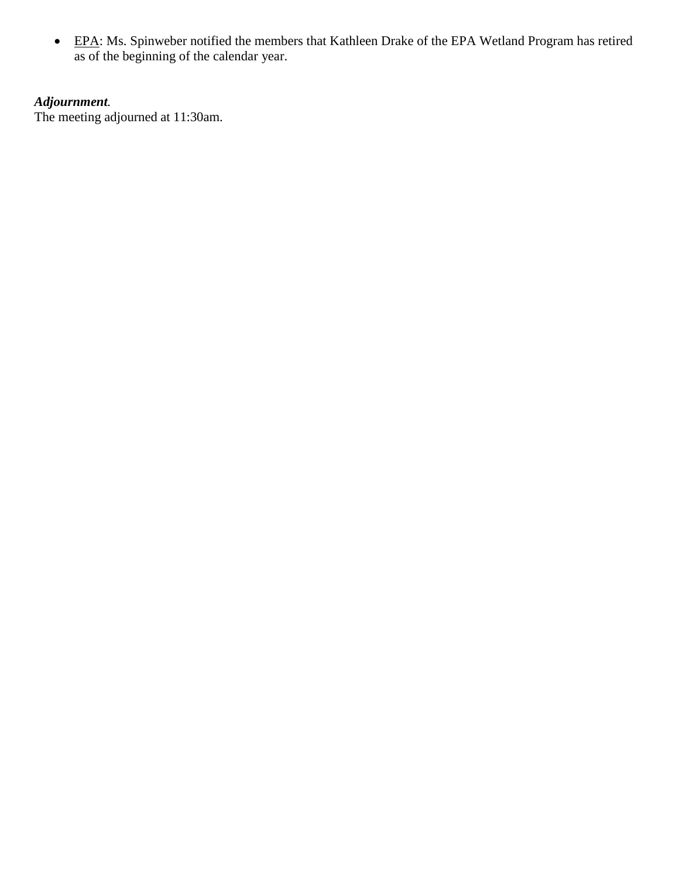- EPA: Ms. Spinweber notified the members that Kathleen Drake of the EPA Wetland Program has retired as of the beginning of the calendar year.

***Adjournment.***
The meeting adjourned at 11:30am.